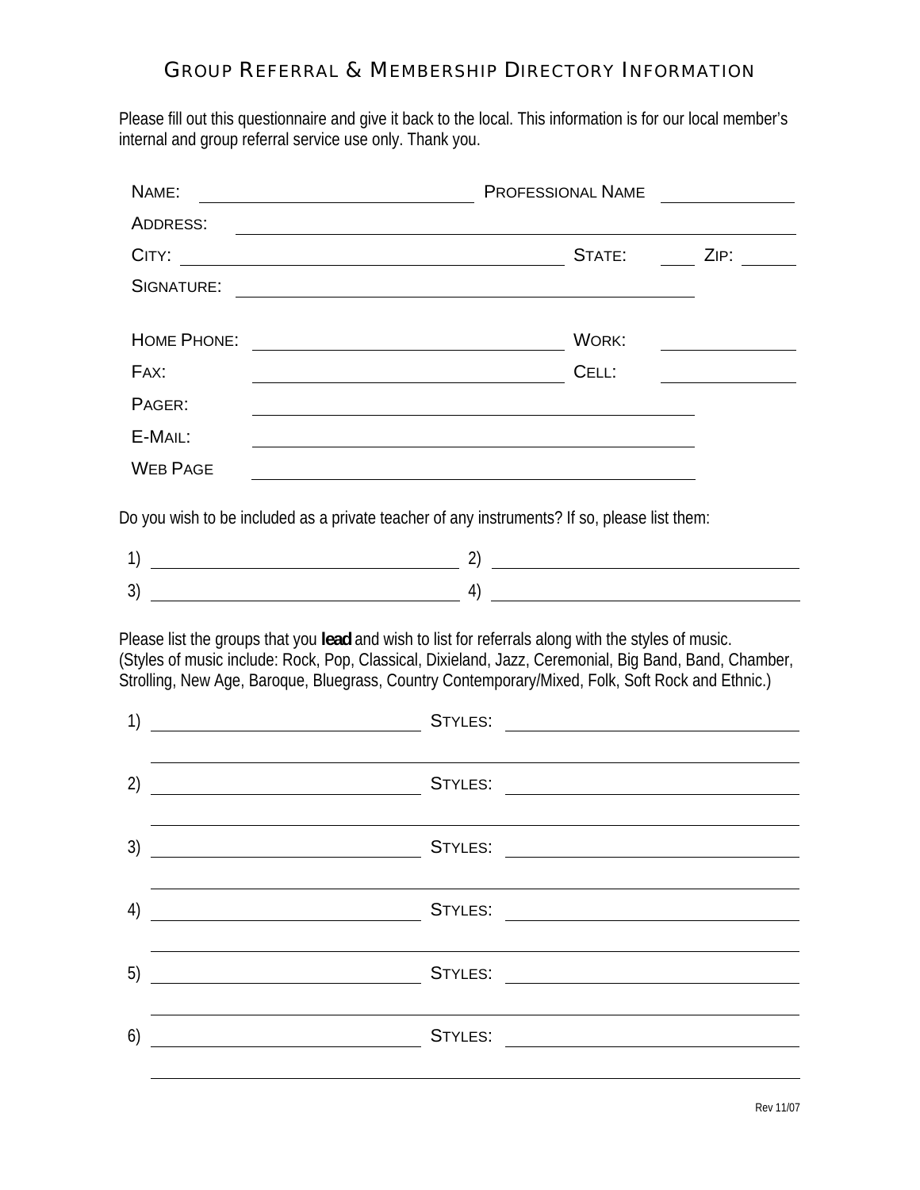# GROUP REFERRAL & MEMBERSHIP DIRECTORY INFORMATION

Please fill out this questionnaire and give it back to the local. This information is for our local member's internal and group referral service use only. Thank you.

NAME: ______________________ PROFESSIONAL NAME ______________

ADDRESS: ________________________________________________

CITY: ______________________________ STATE: ____ ZIP: ______

SIGNATURE: ________________________________________

HOME PHONE: ___________________________ WORK: ______________

FAX: ___________________________ CELL: ______________

PAGER: ________________________________________

E-MAIL: ________________________________________

WEB PAGE ________________________________________

Do you wish to be included as a private teacher of any instruments? If so, please list them:

1) ______________________ 2) ______________________

3) ______________________ 4) ______________________

Please list the groups that you **lead** and wish to list for referrals along with the styles of music. (Styles of music include: Rock, Pop, Classical, Dixieland, Jazz, Ceremonial, Big Band, Band, Chamber, Strolling, New Age, Baroque, Bluegrass, Country Contemporary/Mixed, Folk, Soft Rock and Ethnic.)

1) ______________________ STYLES: ______________________

______________________________________________________

2) ______________________ STYLES: ______________________

______________________________________________________

3) ______________________ STYLES: ______________________

______________________________________________________

4) ______________________ STYLES: ______________________

______________________________________________________

5) ______________________ STYLES: ______________________

______________________________________________________

6) ______________________ STYLES: ______________________

______________________________________________________

Rev 11/07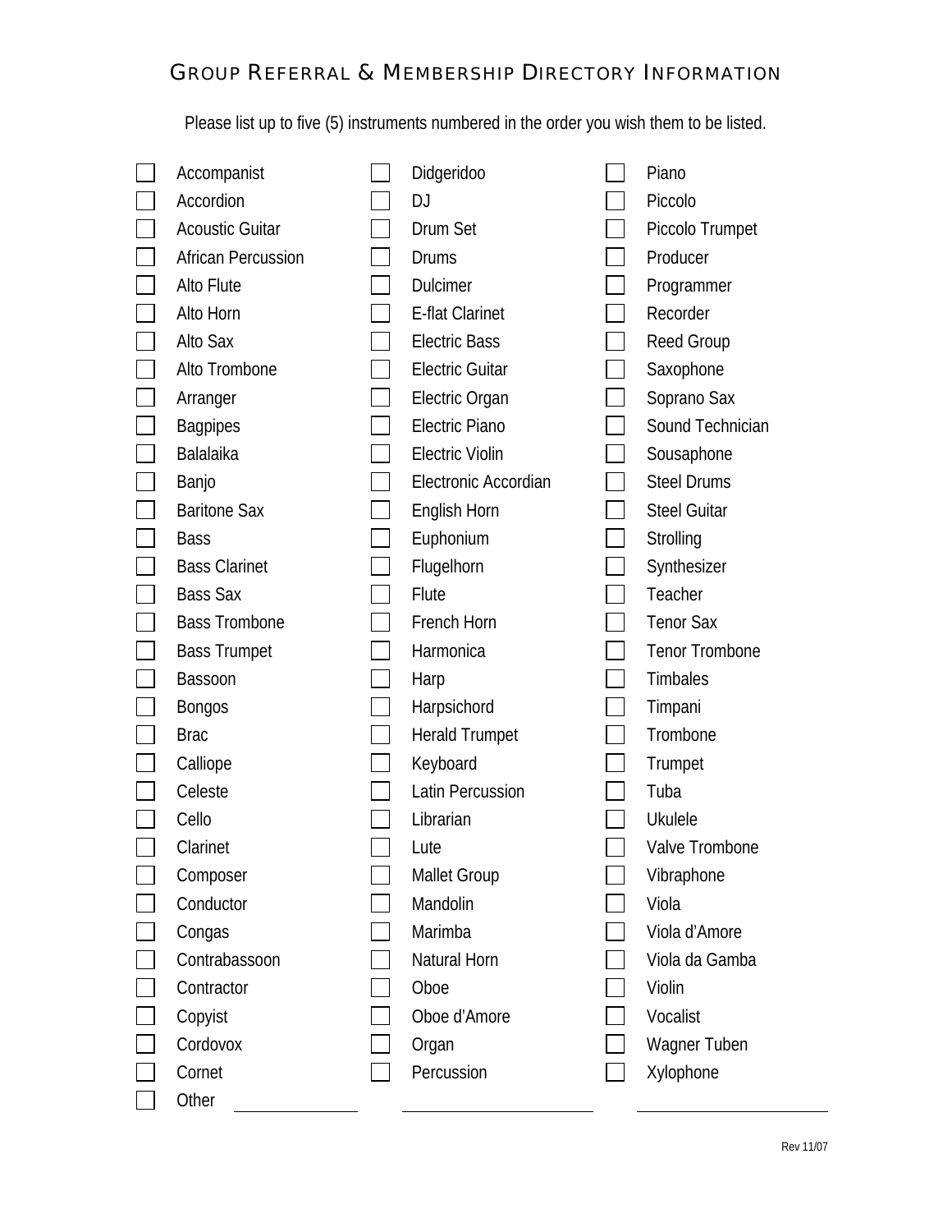# Group Referral & Membership Directory Information

Please list up to five (5) instruments numbered in the order you wish them to be listed.

- ☐ Accompanist
- ☐ Accordion
- ☐ Acoustic Guitar
- ☐ African Percussion
- ☐ Alto Flute
- ☐ Alto Horn
- ☐ Alto Sax
- ☐ Alto Trombone
- ☐ Arranger
- ☐ Bagpipes
- ☐ Balalaika
- ☐ Banjo
- ☐ Baritone Sax
- ☐ Bass
- ☐ Bass Clarinet
- ☐ Bass Sax
- ☐ Bass Trombone
- ☐ Bass Trumpet
- ☐ Bassoon
- ☐ Bongos
- ☐ Brac
- ☐ Calliope
- ☐ Celeste
- ☐ Cello
- ☐ Clarinet
- ☐ Composer
- ☐ Conductor
- ☐ Congas
- ☐ Contrabassoon
- ☐ Contractor
- ☐ Copyist
- ☐ Cordovox
- ☐ Cornet
- ☐ Other ______________
- ☐ Didgeridoo
- ☐ DJ
- ☐ Drum Set
- ☐ Drums
- ☐ Dulcimer
- ☐ E-flat Clarinet
- ☐ Electric Bass
- ☐ Electric Guitar
- ☐ Electric Organ
- ☐ Electric Piano
- ☐ Electric Violin
- ☐ Electronic Accordian
- ☐ English Horn
- ☐ Euphonium
- ☐ Flugelhorn
- ☐ Flute
- ☐ French Horn
- ☐ Harmonica
- ☐ Harp
- ☐ Harpsichord
- ☐ Herald Trumpet
- ☐ Keyboard
- ☐ Latin Percussion
- ☐ Librarian
- ☐ Lute
- ☐ Mallet Group
- ☐ Mandolin
- ☐ Marimba
- ☐ Natural Horn
- ☐ Oboe
- ☐ Oboe d'Amore
- ☐ Organ
- ☐ Percussion
- ☐ Piano
- ☐ Piccolo
- ☐ Piccolo Trumpet
- ☐ Producer
- ☐ Programmer
- ☐ Recorder
- ☐ Reed Group
- ☐ Saxophone
- ☐ Soprano Sax
- ☐ Sound Technician
- ☐ Sousaphone
- ☐ Steel Drums
- ☐ Steel Guitar
- ☐ Strolling
- ☐ Synthesizer
- ☐ Teacher
- ☐ Tenor Sax
- ☐ Tenor Trombone
- ☐ Timbales
- ☐ Timpani
- ☐ Trombone
- ☐ Trumpet
- ☐ Tuba
- ☐ Ukulele
- ☐ Valve Trombone
- ☐ Vibraphone
- ☐ Viola
- ☐ Viola d'Amore
- ☐ Viola da Gamba
- ☐ Violin
- ☐ Vocalist
- ☐ Wagner Tuben
- ☐ Xylophone

______________________ ______________________

Rev 11/07